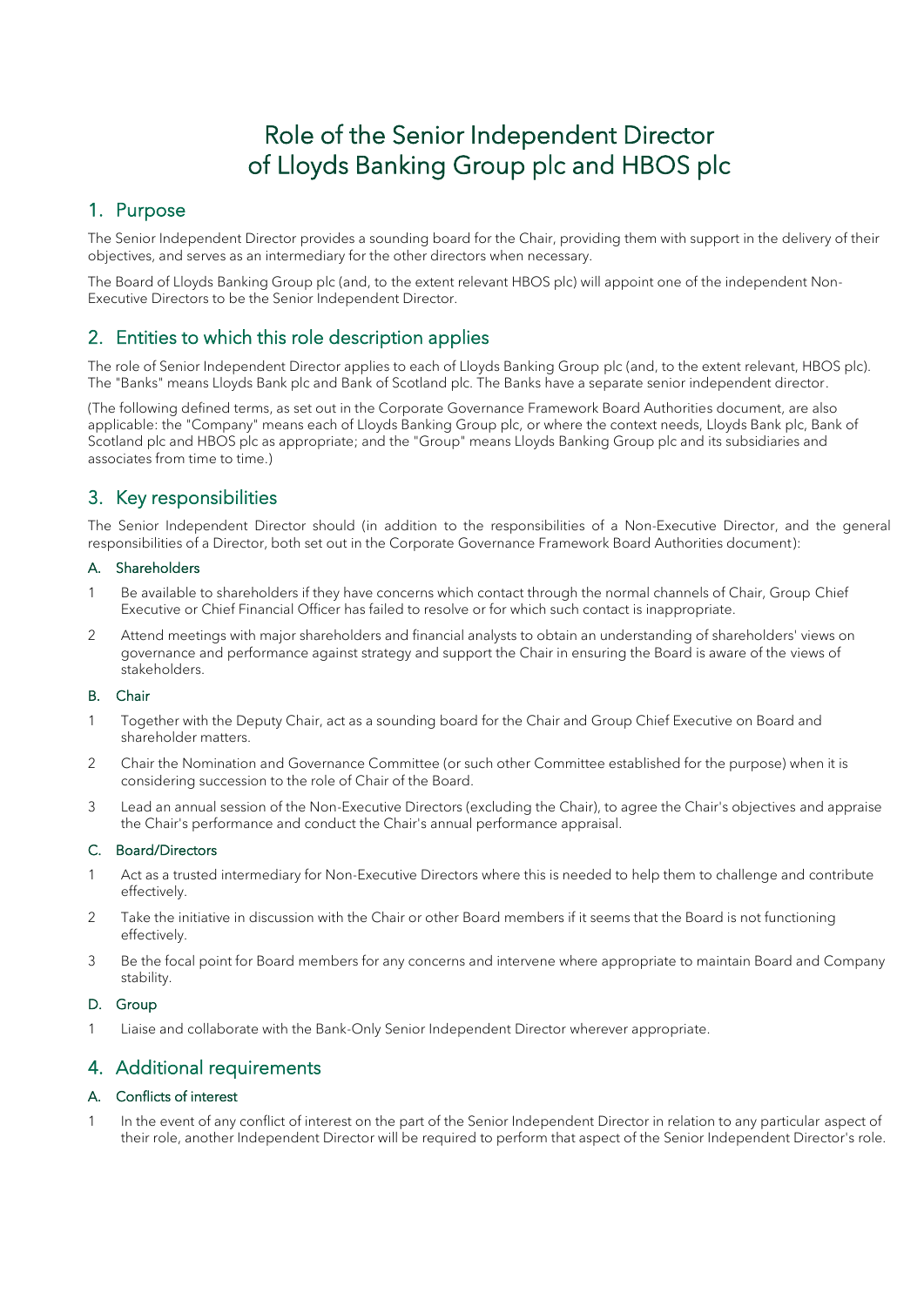# Role of the Senior Independent Director of Lloyds Banking Group plc and HBOS plc

## 1. Purpose

The Senior Independent Director provides a sounding board for the Chair, providing them with support in the delivery of their objectives, and serves as an intermediary for the other directors when necessary.

The Board of Lloyds Banking Group plc (and, to the extent relevant HBOS plc) will appoint one of the independent Non-Executive Directors to be the Senior Independent Director.

## 2. Entities to which this role description applies

The role of Senior Independent Director applies to each of Lloyds Banking Group plc (and, to the extent relevant, HBOS plc). The "Banks" means Lloyds Bank plc and Bank of Scotland plc. The Banks have a separate senior independent director.

(The following defined terms, as set out in the Corporate Governance Framework Board Authorities document, are also applicable: the "Company" means each of Lloyds Banking Group plc, or where the context needs, Lloyds Bank plc, Bank of Scotland plc and HBOS plc as appropriate; and the "Group" means Lloyds Banking Group plc and its subsidiaries and associates from time to time.)

## 3. Key responsibilities

The Senior Independent Director should (in addition to the responsibilities of a Non-Executive Director, and the general responsibilities of a Director, both set out in the Corporate Governance Framework Board Authorities document):

### A. Shareholders

1. Be available to shareholders if they have concerns which contact through the normal channels of Chair, Group Chief Executive or Chief Financial Officer has failed to resolve or for which such contact is inappropriate.
2. Attend meetings with major shareholders and financial analysts to obtain an understanding of shareholders' views on governance and performance against strategy and support the Chair in ensuring the Board is aware of the views of stakeholders.

### B. Chair

1. Together with the Deputy Chair, act as a sounding board for the Chair and Group Chief Executive on Board and shareholder matters.
2. Chair the Nomination and Governance Committee (or such other Committee established for the purpose) when it is considering succession to the role of Chair of the Board.
3. Lead an annual session of the Non-Executive Directors (excluding the Chair), to agree the Chair's objectives and appraise the Chair's performance and conduct the Chair's annual performance appraisal.

### C. Board/Directors

1. Act as a trusted intermediary for Non-Executive Directors where this is needed to help them to challenge and contribute effectively.
2. Take the initiative in discussion with the Chair or other Board members if it seems that the Board is not functioning effectively.
3. Be the focal point for Board members for any concerns and intervene where appropriate to maintain Board and Company stability.

### D. Group

1. Liaise and collaborate with the Bank-Only Senior Independent Director wherever appropriate.

## 4. Additional requirements

### A. Conflicts of interest

1. In the event of any conflict of interest on the part of the Senior Independent Director in relation to any particular aspect of their role, another Independent Director will be required to perform that aspect of the Senior Independent Director's role.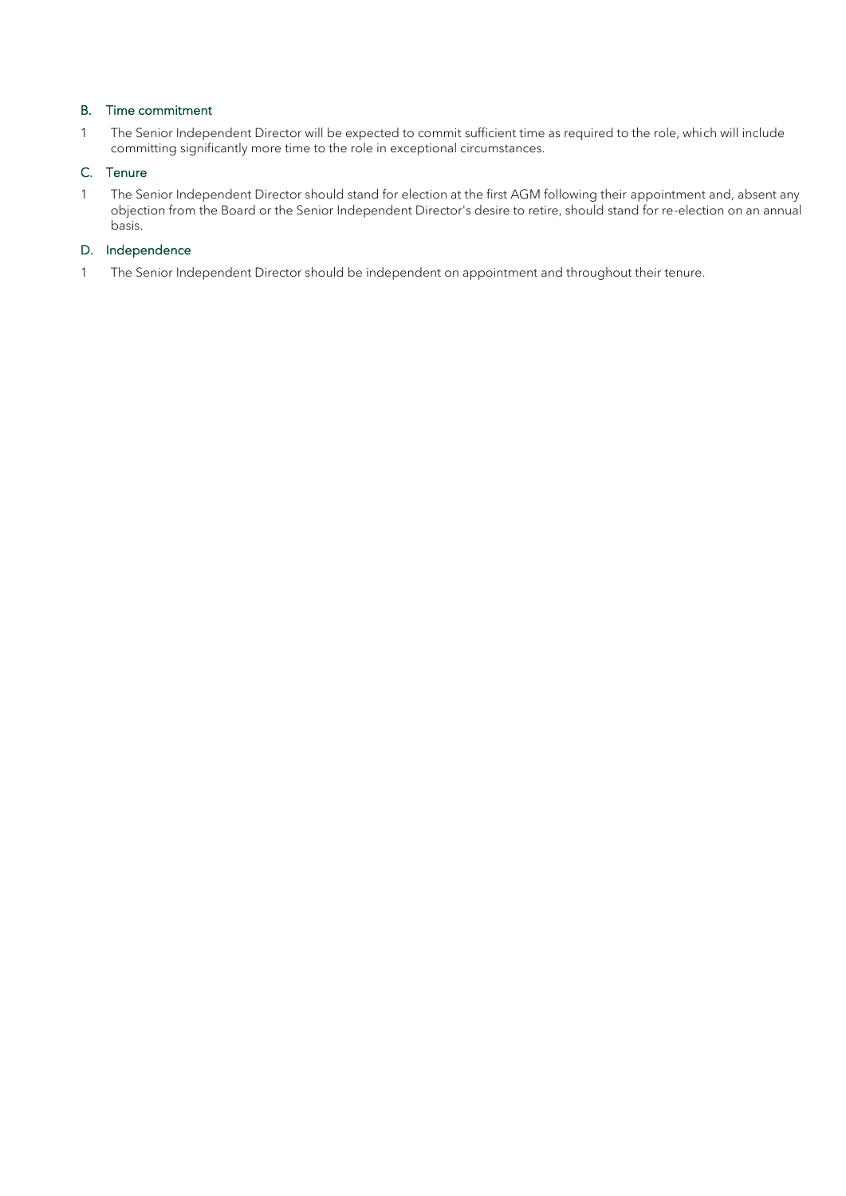## B. Time commitment

1 The Senior Independent Director will be expected to commit sufficient time as required to the role, which will include committing significantly more time to the role in exceptional circumstances.

## C. Tenure

1 The Senior Independent Director should stand for election at the first AGM following their appointment and, absent any objection from the Board or the Senior Independent Director's desire to retire, should stand for re-election on an annual basis.

## D. Independence

1 The Senior Independent Director should be independent on appointment and throughout their tenure.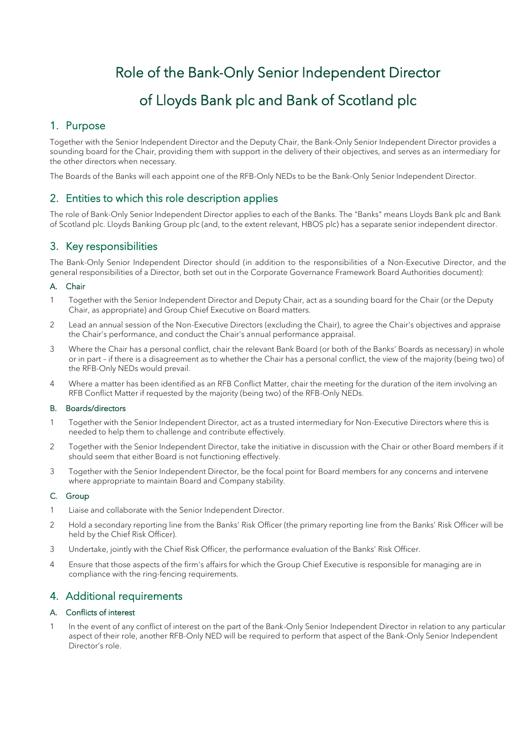# Role of the Bank-Only Senior Independent Director of Lloyds Bank plc and Bank of Scotland plc

## 1. Purpose

Together with the Senior Independent Director and the Deputy Chair, the Bank-Only Senior Independent Director provides a sounding board for the Chair, providing them with support in the delivery of their objectives, and serves as an intermediary for the other directors when necessary.

The Boards of the Banks will each appoint one of the RFB-Only NEDs to be the Bank-Only Senior Independent Director.

## 2. Entities to which this role description applies

The role of Bank-Only Senior Independent Director applies to each of the Banks. The "Banks" means Lloyds Bank plc and Bank of Scotland plc. Lloyds Banking Group plc (and, to the extent relevant, HBOS plc) has a separate senior independent director.

## 3. Key responsibilities

The Bank-Only Senior Independent Director should (in addition to the responsibilities of a Non-Executive Director, and the general responsibilities of a Director, both set out in the Corporate Governance Framework Board Authorities document):

### A. Chair

1. Together with the Senior Independent Director and Deputy Chair, act as a sounding board for the Chair (or the Deputy Chair, as appropriate) and Group Chief Executive on Board matters.
2. Lead an annual session of the Non-Executive Directors (excluding the Chair), to agree the Chair's objectives and appraise the Chair's performance, and conduct the Chair's annual performance appraisal.
3. Where the Chair has a personal conflict, chair the relevant Bank Board (or both of the Banks' Boards as necessary) in whole or in part – if there is a disagreement as to whether the Chair has a personal conflict, the view of the majority (being two) of the RFB-Only NEDs would prevail.
4. Where a matter has been identified as an RFB Conflict Matter, chair the meeting for the duration of the item involving an RFB Conflict Matter if requested by the majority (being two) of the RFB-Only NEDs.

### B. Boards/directors

1. Together with the Senior Independent Director, act as a trusted intermediary for Non-Executive Directors where this is needed to help them to challenge and contribute effectively.
2. Together with the Senior Independent Director, take the initiative in discussion with the Chair or other Board members if it should seem that either Board is not functioning effectively.
3. Together with the Senior Independent Director, be the focal point for Board members for any concerns and intervene where appropriate to maintain Board and Company stability.

### C. Group

1. Liaise and collaborate with the Senior Independent Director.
2. Hold a secondary reporting line from the Banks' Risk Officer (the primary reporting line from the Banks' Risk Officer will be held by the Chief Risk Officer).
3. Undertake, jointly with the Chief Risk Officer, the performance evaluation of the Banks' Risk Officer.
4. Ensure that those aspects of the firm's affairs for which the Group Chief Executive is responsible for managing are in compliance with the ring-fencing requirements.

## 4. Additional requirements

### A. Conflicts of interest

1. In the event of any conflict of interest on the part of the Bank-Only Senior Independent Director in relation to any particular aspect of their role, another RFB-Only NED will be required to perform that aspect of the Bank-Only Senior Independent Director's role.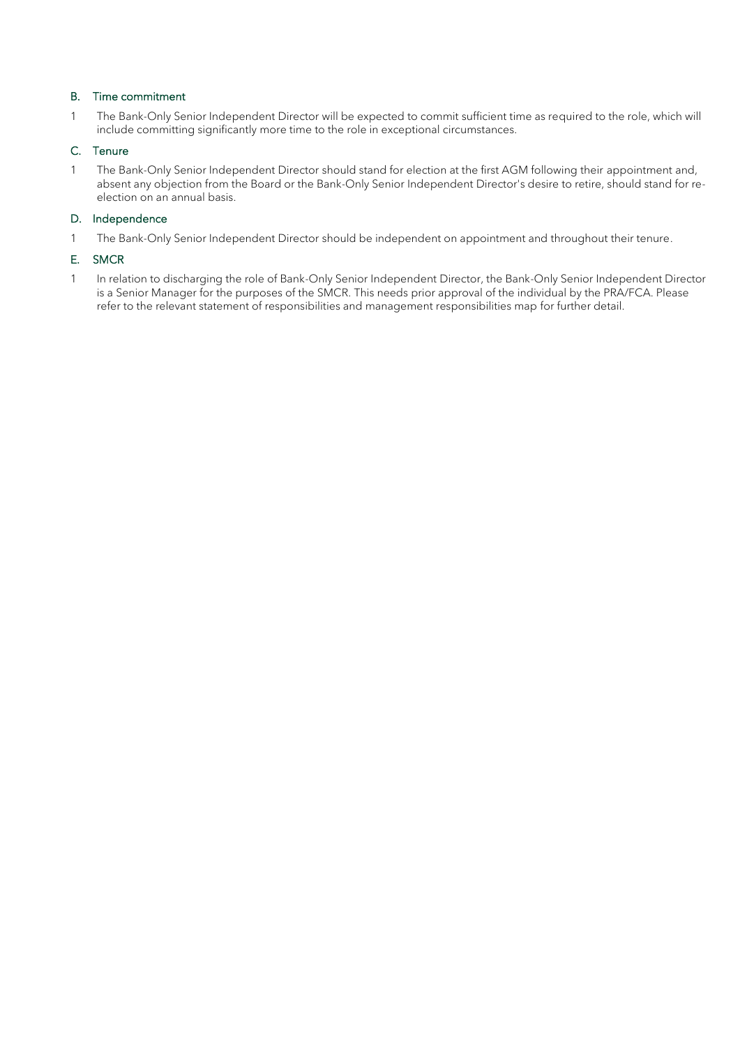## B. Time commitment

1 The Bank-Only Senior Independent Director will be expected to commit sufficient time as required to the role, which will include committing significantly more time to the role in exceptional circumstances.

## C. Tenure

1 The Bank-Only Senior Independent Director should stand for election at the first AGM following their appointment and, absent any objection from the Board or the Bank-Only Senior Independent Director's desire to retire, should stand for re-election on an annual basis.

## D. Independence

1 The Bank-Only Senior Independent Director should be independent on appointment and throughout their tenure.

## E. SMCR

1 In relation to discharging the role of Bank-Only Senior Independent Director, the Bank-Only Senior Independent Director is a Senior Manager for the purposes of the SMCR. This needs prior approval of the individual by the PRA/FCA. Please refer to the relevant statement of responsibilities and management responsibilities map for further detail.